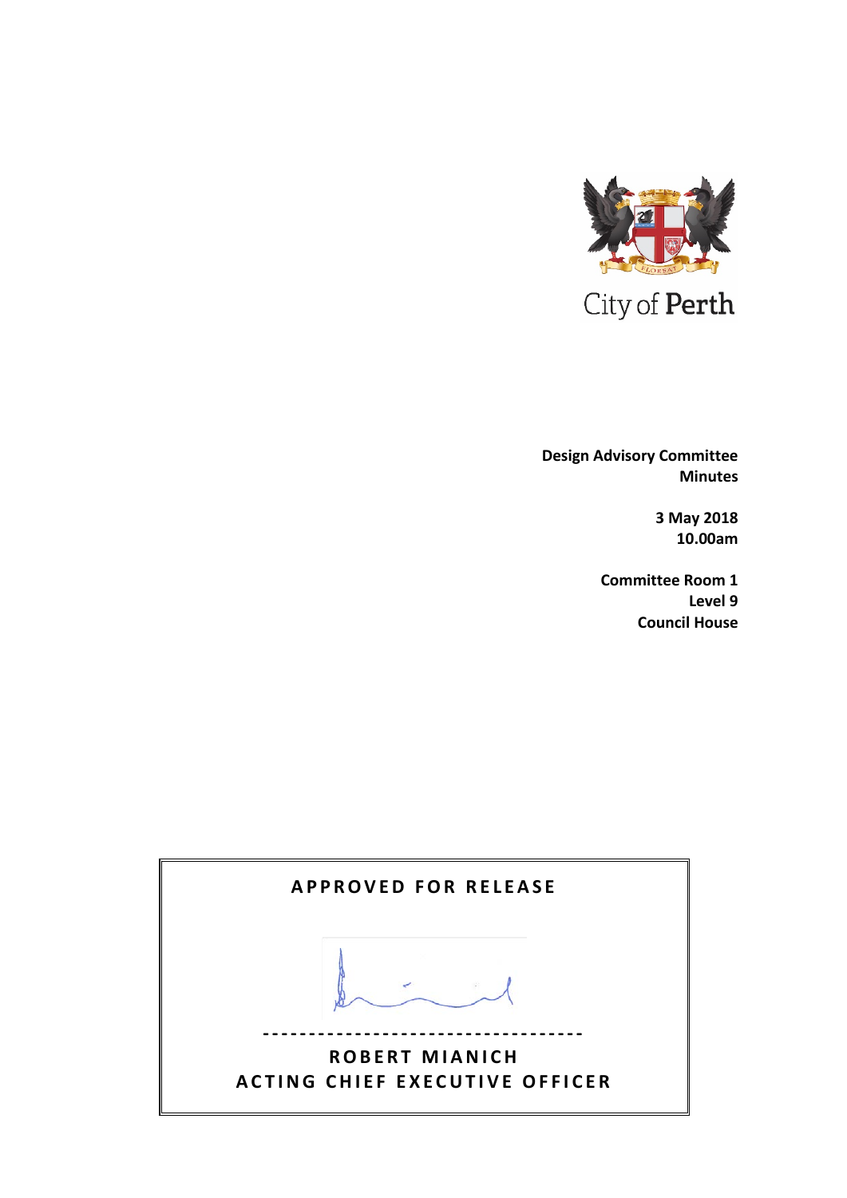City of Perth

**Design Advisory Committee**
**Minutes**

**3 May 2018**
**10.00am**

**Committee Room 1**
**Level 9**
**Council House**

**APPROVED FOR RELEASE**

---

**ROBERT MIANICH**
**ACTING CHIEF EXECUTIVE OFFICER**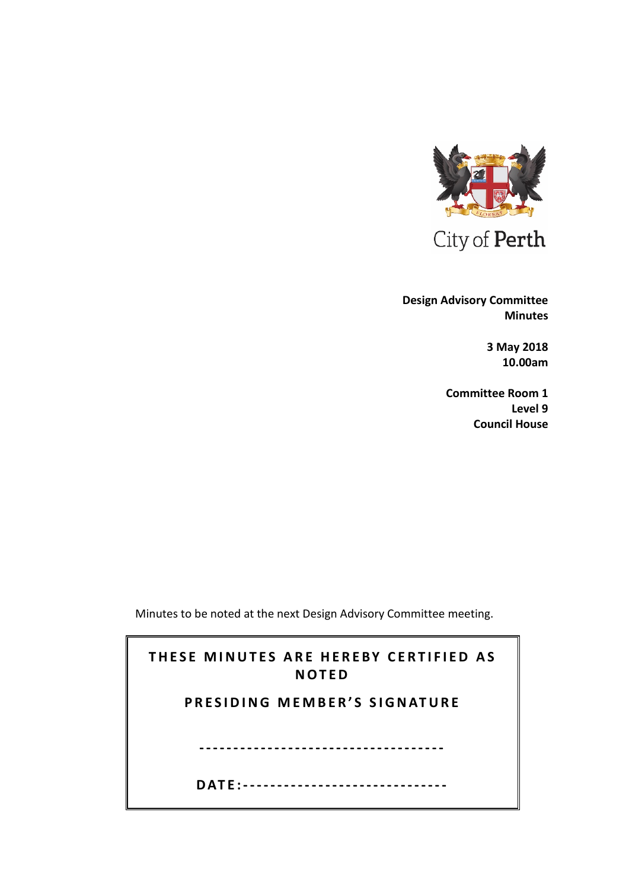City of Perth

**Design Advisory Committee**
**Minutes**

**3 May 2018**
**10.00am**

**Committee Room 1**
**Level 9**
**Council House**

Minutes to be noted at the next Design Advisory Committee meeting.

**THESE MINUTES ARE HEREBY CERTIFIED AS NOTED**

**PRESIDING MEMBER'S SIGNATURE**

------------------------------------

**DATE:**------------------------------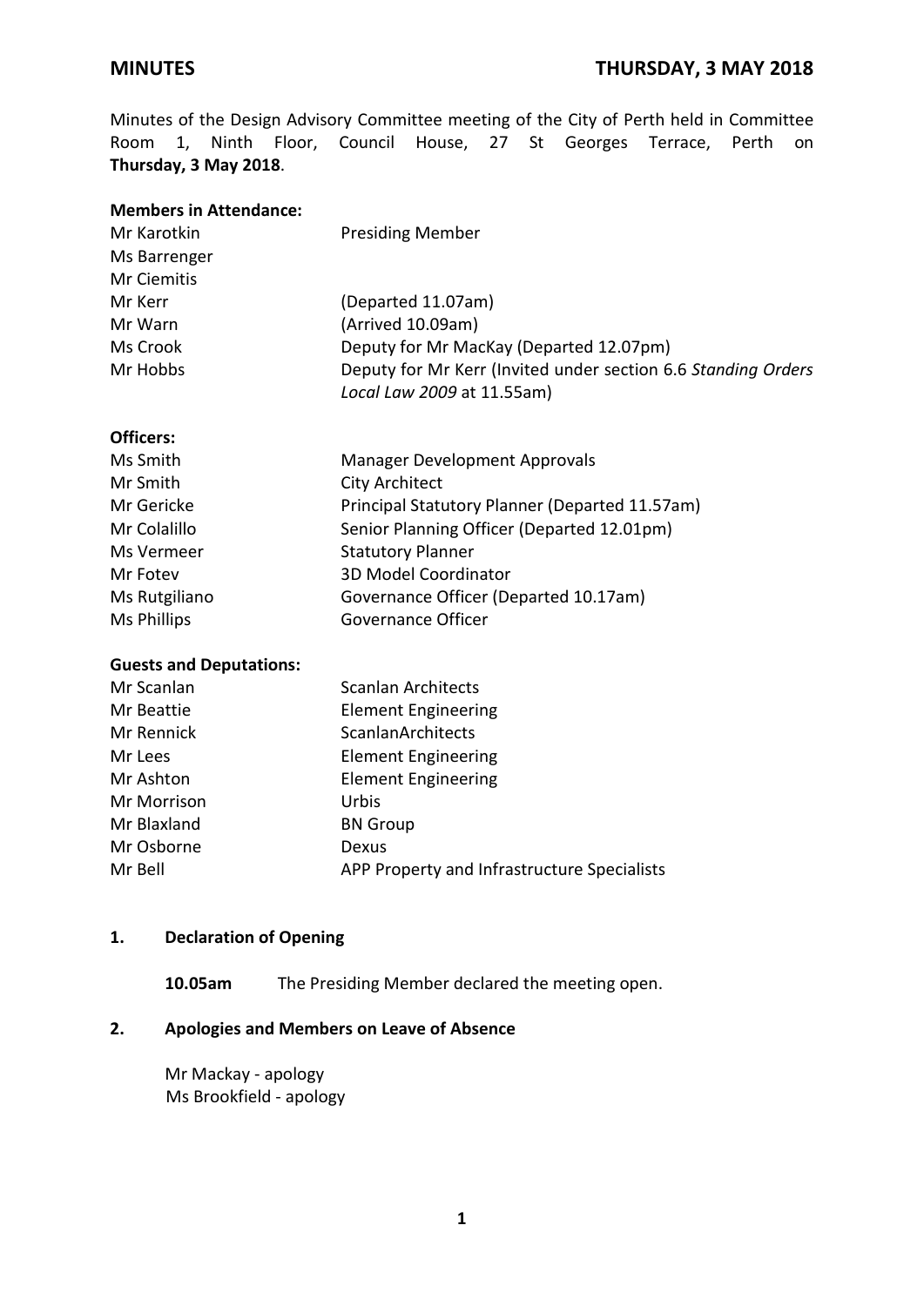**MINUTES** **THURSDAY, 3 MAY 2018**

Minutes of the Design Advisory Committee meeting of the City of Perth held in Committee Room 1, Ninth Floor, Council House, 27 St Georges Terrace, Perth on **Thursday, 3 May 2018**.

**Members in Attendance:**

| | |
|---|---|
| Mr Karotkin | Presiding Member |
| Ms Barrenger | |
| Mr Ciemitis | |
| Mr Kerr | (Departed 11.07am) |
| Mr Warn | (Arrived 10.09am) |
| Ms Crook | Deputy for Mr MacKay (Departed 12.07pm) |
| Mr Hobbs | Deputy for Mr Kerr (Invited under section 6.6 *Standing Orders Local Law 2009* at 11.55am) |

**Officers:**

| | |
|---|---|
| Ms Smith | Manager Development Approvals |
| Mr Smith | City Architect |
| Mr Gericke | Principal Statutory Planner (Departed 11.57am) |
| Mr Colalillo | Senior Planning Officer (Departed 12.01pm) |
| Ms Vermeer | Statutory Planner |
| Mr Fotev | 3D Model Coordinator |
| Ms Rutgiliano | Governance Officer (Departed 10.17am) |
| Ms Phillips | Governance Officer |

**Guests and Deputations:**

| | |
|---|---|
| Mr Scanlan | Scanlan Architects |
| Mr Beattie | Element Engineering |
| Mr Rennick | ScanlanArchitects |
| Mr Lees | Element Engineering |
| Mr Ashton | Element Engineering |
| Mr Morrison | Urbis |
| Mr Blaxland | BN Group |
| Mr Osborne | Dexus |
| Mr Bell | APP Property and Infrastructure Specialists |

## 1. Declaration of Opening

**10.05am** The Presiding Member declared the meeting open.

## 2. Apologies and Members on Leave of Absence

Mr Mackay - apology
Ms Brookfield - apology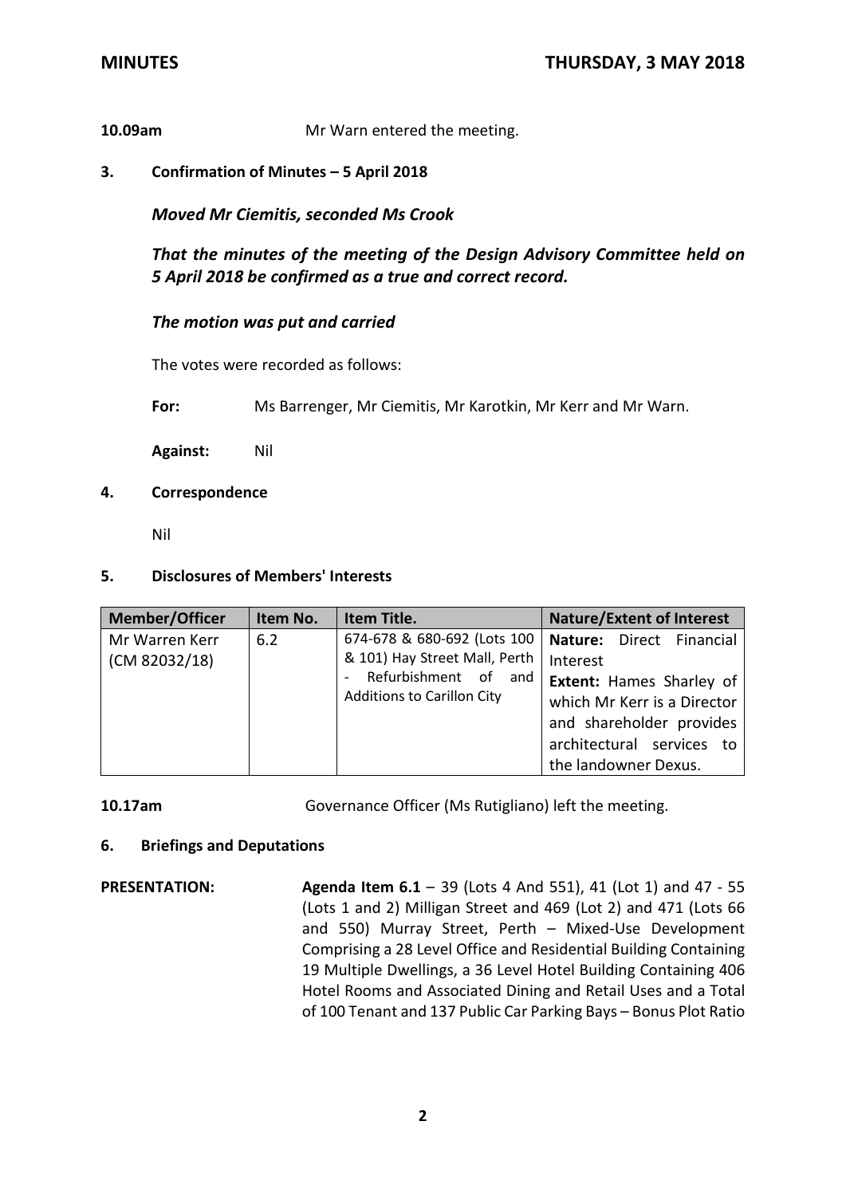**10.09am** Mr Warn entered the meeting.

## 3. Confirmation of Minutes – 5 April 2018

***Moved Mr Ciemitis, seconded Ms Crook***

***That the minutes of the meeting of the Design Advisory Committee held on 5 April 2018 be confirmed as a true and correct record.***

***The motion was put and carried***

The votes were recorded as follows:

**For:** Ms Barrenger, Mr Ciemitis, Mr Karotkin, Mr Kerr and Mr Warn.

**Against:** Nil

## 4. Correspondence

Nil

## 5. Disclosures of Members' Interests

| Member/Officer | Item No. | Item Title. | Nature/Extent of Interest |
|---|---|---|---|
| Mr Warren Kerr (CM 82032/18) | 6.2 | 674-678 & 680-692 (Lots 100 & 101) Hay Street Mall, Perth - Refurbishment of and Additions to Carillon City | **Nature:** Direct Financial Interest<br>**Extent:** Hames Sharley of which Mr Kerr is a Director and shareholder provides architectural services to the landowner Dexus. |

**10.17am** Governance Officer (Ms Rutigliano) left the meeting.

## 6. Briefings and Deputations

**PRESENTATION:** **Agenda Item 6.1** – 39 (Lots 4 And 551), 41 (Lot 1) and 47 - 55 (Lots 1 and 2) Milligan Street and 469 (Lot 2) and 471 (Lots 66 and 550) Murray Street, Perth – Mixed-Use Development Comprising a 28 Level Office and Residential Building Containing 19 Multiple Dwellings, a 36 Level Hotel Building Containing 406 Hotel Rooms and Associated Dining and Retail Uses and a Total of 100 Tenant and 137 Public Car Parking Bays – Bonus Plot Ratio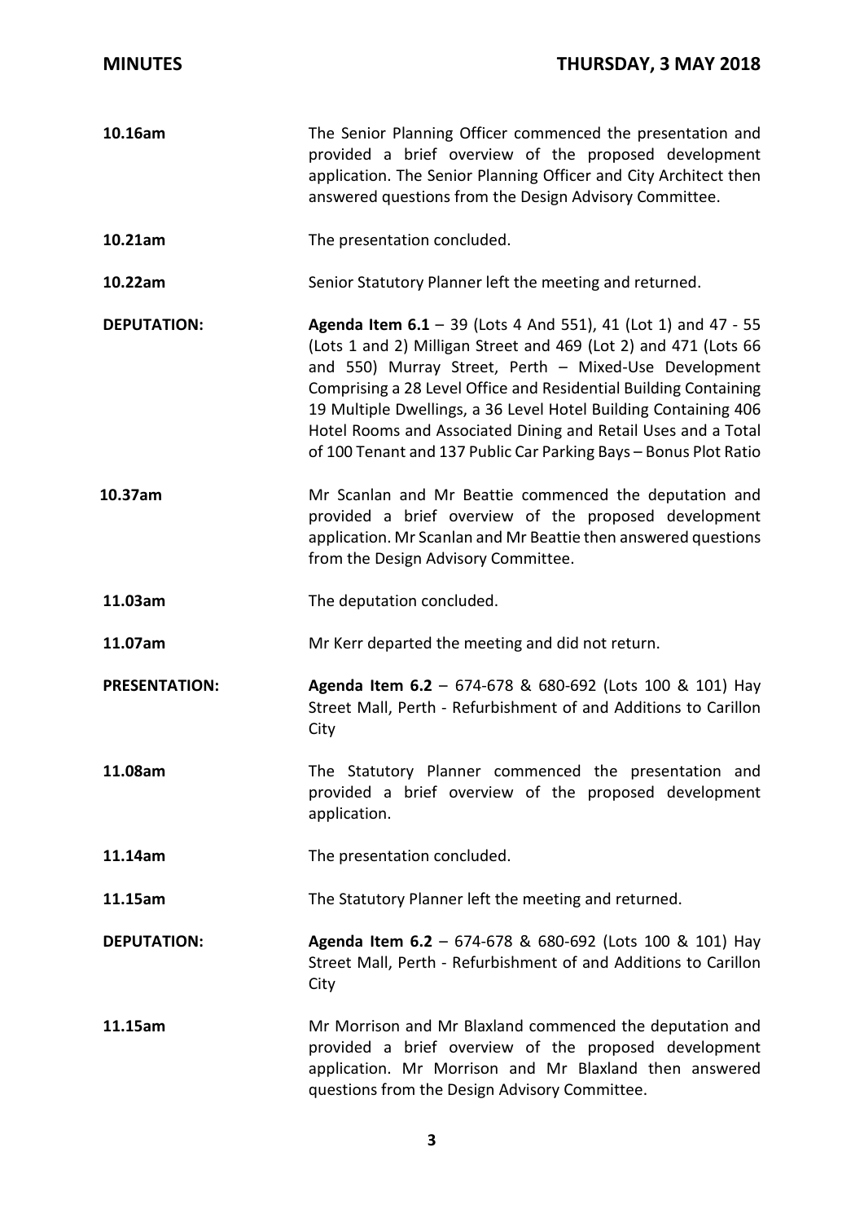| | |
|---|---|
| **10.16am** | The Senior Planning Officer commenced the presentation and provided a brief overview of the proposed development application. The Senior Planning Officer and City Architect then answered questions from the Design Advisory Committee. |
| **10.21am** | The presentation concluded. |
| **10.22am** | Senior Statutory Planner left the meeting and returned. |
| **DEPUTATION:** | **Agenda Item 6.1** – 39 (Lots 4 And 551), 41 (Lot 1) and 47 - 55 (Lots 1 and 2) Milligan Street and 469 (Lot 2) and 471 (Lots 66 and 550) Murray Street, Perth – Mixed-Use Development Comprising a 28 Level Office and Residential Building Containing 19 Multiple Dwellings, a 36 Level Hotel Building Containing 406 Hotel Rooms and Associated Dining and Retail Uses and a Total of 100 Tenant and 137 Public Car Parking Bays – Bonus Plot Ratio |
| **10.37am** | Mr Scanlan and Mr Beattie commenced the deputation and provided a brief overview of the proposed development application. Mr Scanlan and Mr Beattie then answered questions from the Design Advisory Committee. |
| **11.03am** | The deputation concluded. |
| **11.07am** | Mr Kerr departed the meeting and did not return. |
| **PRESENTATION:** | **Agenda Item 6.2** – 674-678 & 680-692 (Lots 100 & 101) Hay Street Mall, Perth - Refurbishment of and Additions to Carillon City |
| **11.08am** | The Statutory Planner commenced the presentation and provided a brief overview of the proposed development application. |
| **11.14am** | The presentation concluded. |
| **11.15am** | The Statutory Planner left the meeting and returned. |
| **DEPUTATION:** | **Agenda Item 6.2** – 674-678 & 680-692 (Lots 100 & 101) Hay Street Mall, Perth - Refurbishment of and Additions to Carillon City |
| **11.15am** | Mr Morrison and Mr Blaxland commenced the deputation and provided a brief overview of the proposed development application. Mr Morrison and Mr Blaxland then answered questions from the Design Advisory Committee. |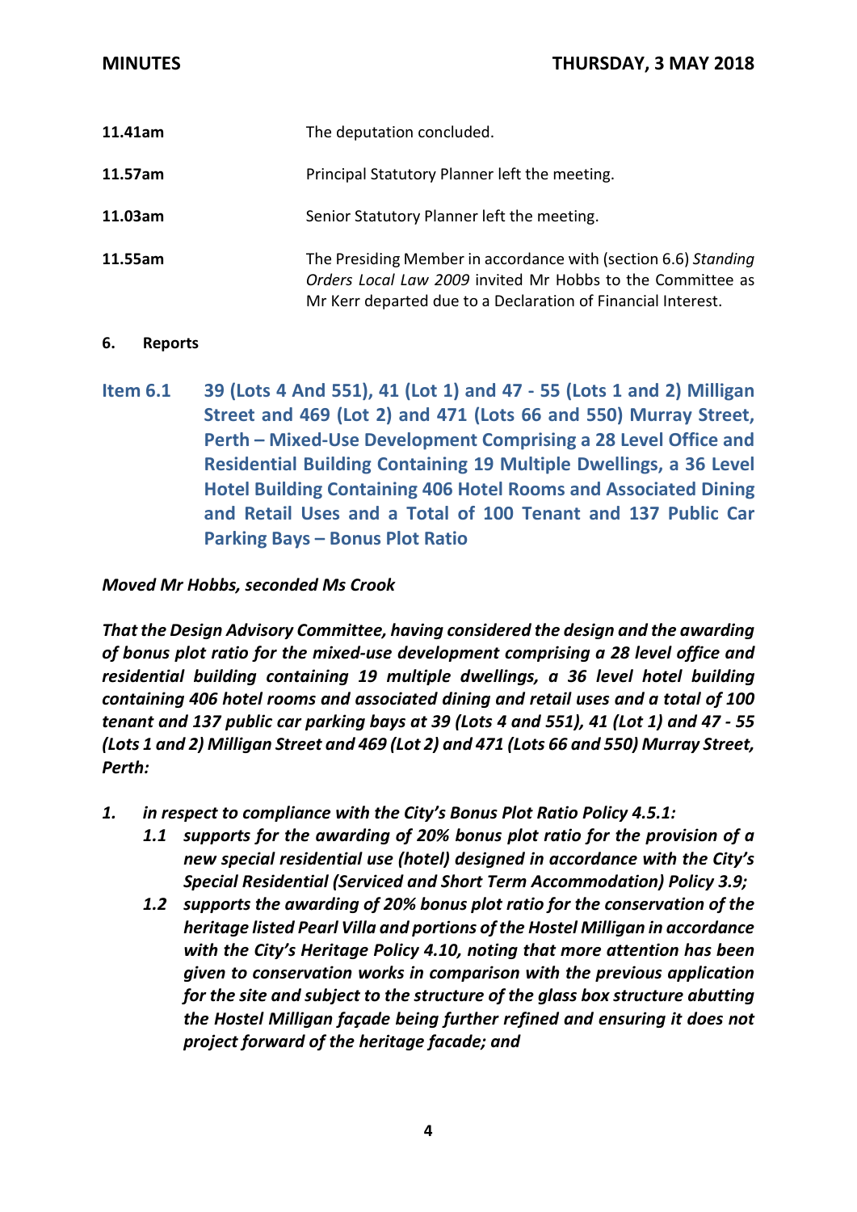| | |
|---|---|
| **11.41am** | The deputation concluded. |
| **11.57am** | Principal Statutory Planner left the meeting. |
| **11.03am** | Senior Statutory Planner left the meeting. |
| **11.55am** | The Presiding Member in accordance with (section 6.6) *Standing Orders Local Law 2009* invited Mr Hobbs to the Committee as Mr Kerr departed due to a Declaration of Financial Interest. |

## 6. Reports

### Item 6.1 39 (Lots 4 And 551), 41 (Lot 1) and 47 - 55 (Lots 1 and 2) Milligan Street and 469 (Lot 2) and 471 (Lots 66 and 550) Murray Street, Perth – Mixed-Use Development Comprising a 28 Level Office and Residential Building Containing 19 Multiple Dwellings, a 36 Level Hotel Building Containing 406 Hotel Rooms and Associated Dining and Retail Uses and a Total of 100 Tenant and 137 Public Car Parking Bays – Bonus Plot Ratio

***Moved Mr Hobbs, seconded Ms Crook***

***That the Design Advisory Committee, having considered the design and the awarding of bonus plot ratio for the mixed-use development comprising a 28 level office and residential building containing 19 multiple dwellings, a 36 level hotel building containing 406 hotel rooms and associated dining and retail uses and a total of 100 tenant and 137 public car parking bays at 39 (Lots 4 and 551), 41 (Lot 1) and 47 - 55 (Lots 1 and 2) Milligan Street and 469 (Lot 2) and 471 (Lots 66 and 550) Murray Street, Perth:***

***1. in respect to compliance with the City's Bonus Plot Ratio Policy 4.5.1:***

- ***1.1 supports for the awarding of 20% bonus plot ratio for the provision of a new special residential use (hotel) designed in accordance with the City's Special Residential (Serviced and Short Term Accommodation) Policy 3.9;***
- ***1.2 supports the awarding of 20% bonus plot ratio for the conservation of the heritage listed Pearl Villa and portions of the Hostel Milligan in accordance with the City's Heritage Policy 4.10, noting that more attention has been given to conservation works in comparison with the previous application for the site and subject to the structure of the glass box structure abutting the Hostel Milligan façade being further refined and ensuring it does not project forward of the heritage facade; and***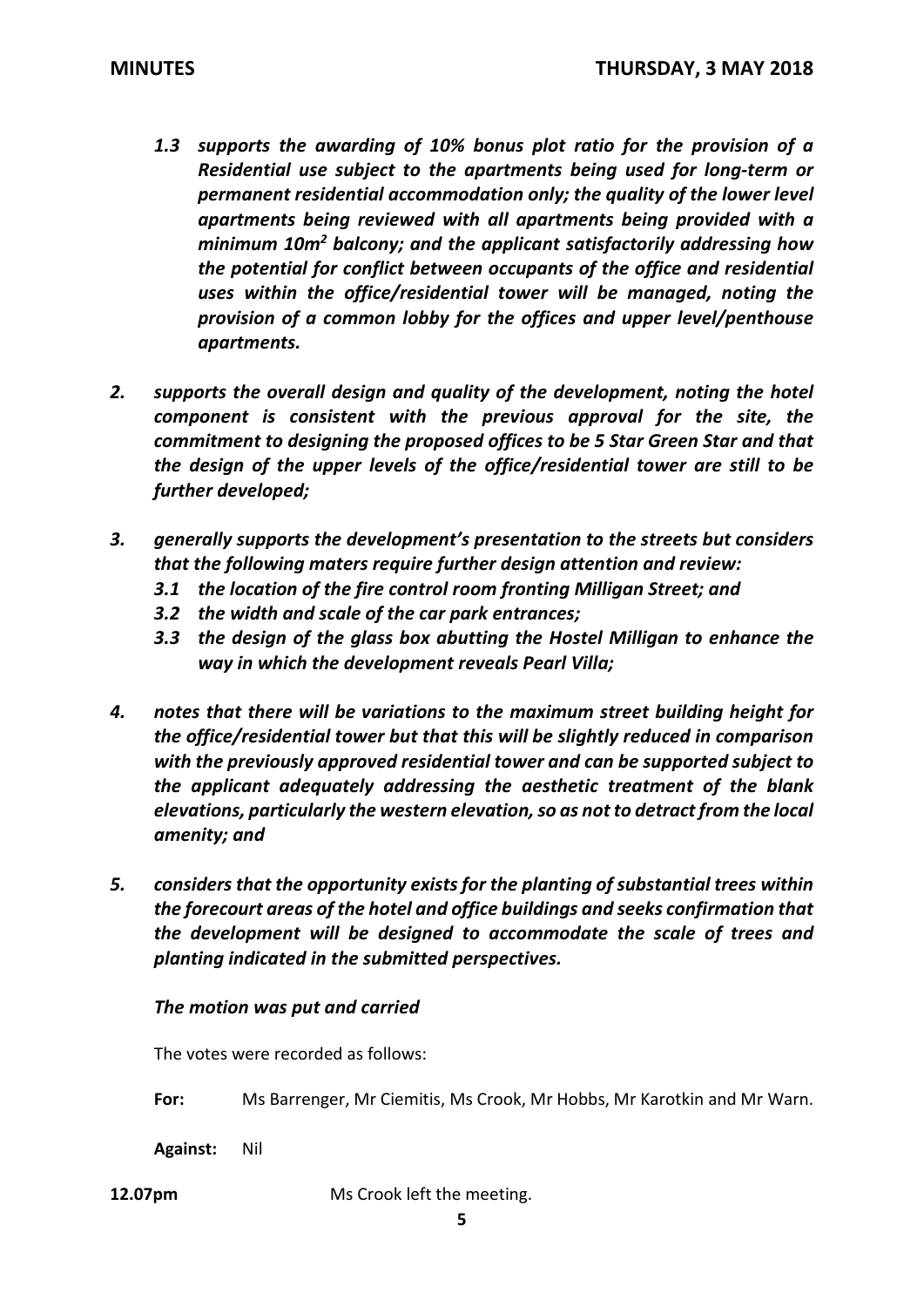*1.3 supports the awarding of 10% bonus plot ratio for the provision of a Residential use subject to the apartments being used for long-term or permanent residential accommodation only; the quality of the lower level apartments being reviewed with all apartments being provided with a minimum 10m² balcony; and the applicant satisfactorily addressing how the potential for conflict between occupants of the office and residential uses within the office/residential tower will be managed, noting the provision of a common lobby for the offices and upper level/penthouse apartments.*

*2. supports the overall design and quality of the development, noting the hotel component is consistent with the previous approval for the site, the commitment to designing the proposed offices to be 5 Star Green Star and that the design of the upper levels of the office/residential tower are still to be further developed;*

*3. generally supports the development's presentation to the streets but considers that the following maters require further design attention and review:*
   - *3.1 the location of the fire control room fronting Milligan Street; and*
   - *3.2 the width and scale of the car park entrances;*
   - *3.3 the design of the glass box abutting the Hostel Milligan to enhance the way in which the development reveals Pearl Villa;*

*4. notes that there will be variations to the maximum street building height for the office/residential tower but that this will be slightly reduced in comparison with the previously approved residential tower and can be supported subject to the applicant adequately addressing the aesthetic treatment of the blank elevations, particularly the western elevation, so as not to detract from the local amenity; and*

*5. considers that the opportunity exists for the planting of substantial trees within the forecourt areas of the hotel and office buildings and seeks confirmation that the development will be designed to accommodate the scale of trees and planting indicated in the submitted perspectives.*

***The motion was put and carried***

The votes were recorded as follows:

**For:** Ms Barrenger, Mr Ciemitis, Ms Crook, Mr Hobbs, Mr Karotkin and Mr Warn.

**Against:** Nil

**12.07pm** Ms Crook left the meeting.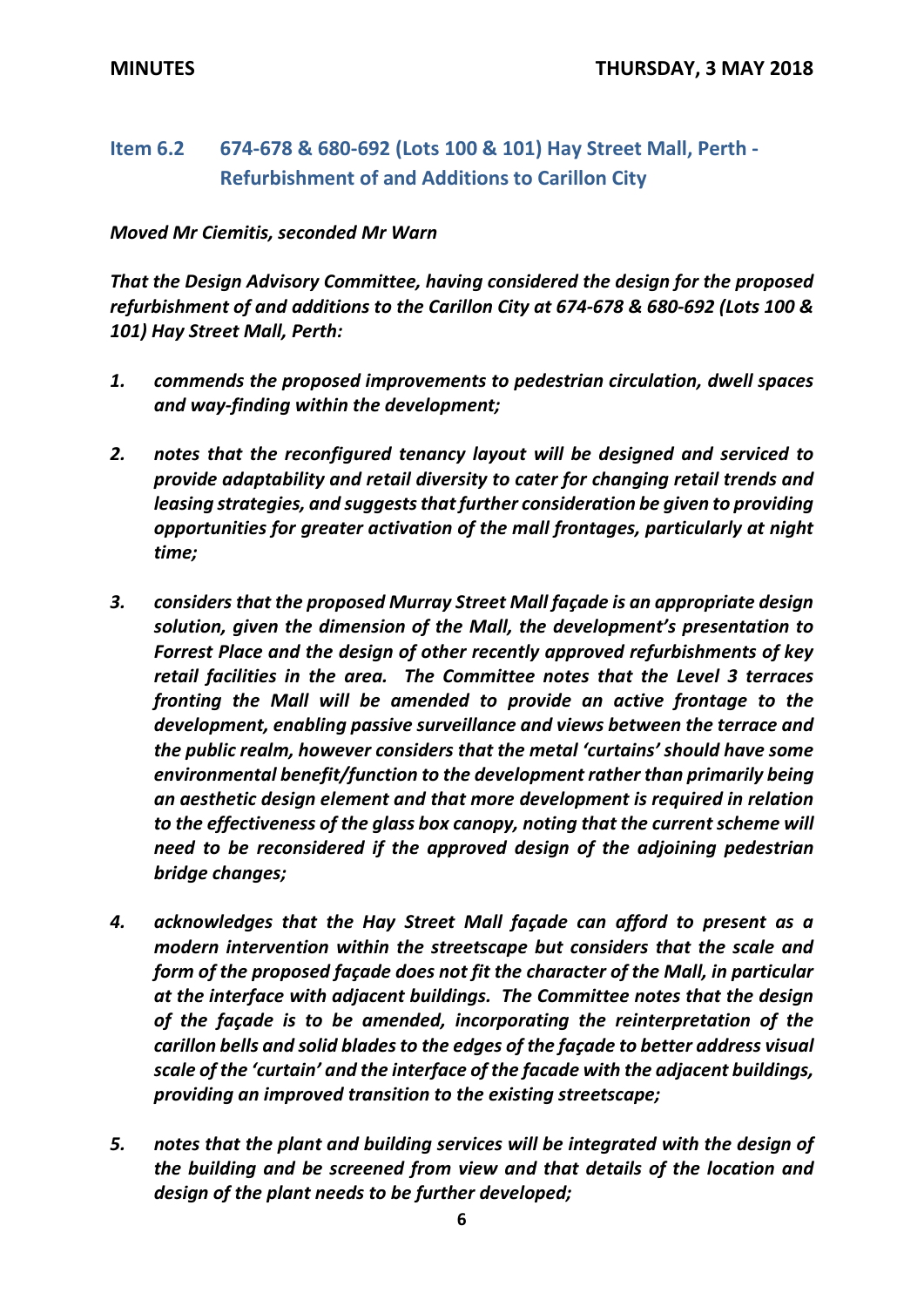## Item 6.2 674-678 & 680-692 (Lots 100 & 101) Hay Street Mall, Perth - Refurbishment of and Additions to Carillon City

***Moved Mr Ciemitis, seconded Mr Warn***

***That the Design Advisory Committee, having considered the design for the proposed refurbishment of and additions to the Carillon City at 674-678 & 680-692 (Lots 100 & 101) Hay Street Mall, Perth:***

1. ***commends the proposed improvements to pedestrian circulation, dwell spaces and way-finding within the development;***

2. ***notes that the reconfigured tenancy layout will be designed and serviced to provide adaptability and retail diversity to cater for changing retail trends and leasing strategies, and suggests that further consideration be given to providing opportunities for greater activation of the mall frontages, particularly at night time;***

3. ***considers that the proposed Murray Street Mall façade is an appropriate design solution, given the dimension of the Mall, the development's presentation to Forrest Place and the design of other recently approved refurbishments of key retail facilities in the area. The Committee notes that the Level 3 terraces fronting the Mall will be amended to provide an active frontage to the development, enabling passive surveillance and views between the terrace and the public realm, however considers that the metal 'curtains' should have some environmental benefit/function to the development rather than primarily being an aesthetic design element and that more development is required in relation to the effectiveness of the glass box canopy, noting that the current scheme will need to be reconsidered if the approved design of the adjoining pedestrian bridge changes;***

4. ***acknowledges that the Hay Street Mall façade can afford to present as a modern intervention within the streetscape but considers that the scale and form of the proposed façade does not fit the character of the Mall, in particular at the interface with adjacent buildings. The Committee notes that the design of the façade is to be amended, incorporating the reinterpretation of the carillon bells and solid blades to the edges of the façade to better address visual scale of the 'curtain' and the interface of the facade with the adjacent buildings, providing an improved transition to the existing streetscape;***

5. ***notes that the plant and building services will be integrated with the design of the building and be screened from view and that details of the location and design of the plant needs to be further developed;***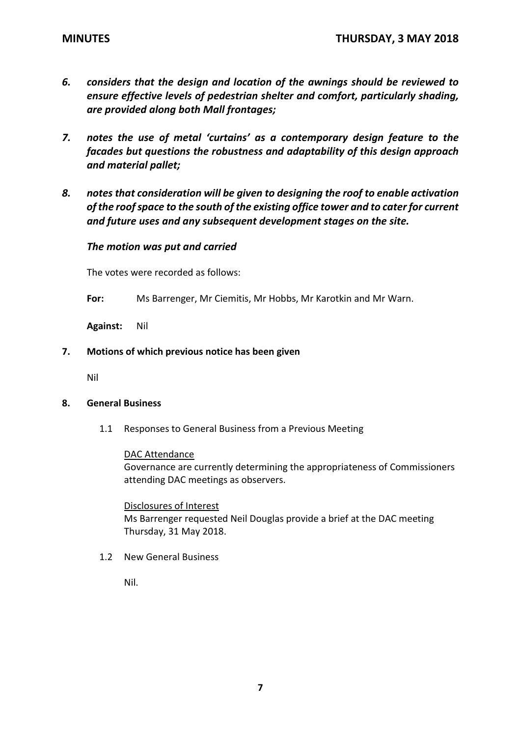***6. considers that the design and location of the awnings should be reviewed to ensure effective levels of pedestrian shelter and comfort, particularly shading, are provided along both Mall frontages;***

***7. notes the use of metal 'curtains' as a contemporary design feature to the facades but questions the robustness and adaptability of this design approach and material pallet;***

***8. notes that consideration will be given to designing the roof to enable activation of the roof space to the south of the existing office tower and to cater for current and future uses and any subsequent development stages on the site.***

***The motion was put and carried***

The votes were recorded as follows:

**For:** Ms Barrenger, Mr Ciemitis, Mr Hobbs, Mr Karotkin and Mr Warn.

**Against:** Nil

**7. Motions of which previous notice has been given**

Nil

**8. General Business**

1.1 Responses to General Business from a Previous Meeting

<u>DAC Attendance</u>
Governance are currently determining the appropriateness of Commissioners attending DAC meetings as observers.

<u>Disclosures of Interest</u>
Ms Barrenger requested Neil Douglas provide a brief at the DAC meeting Thursday, 31 May 2018.

1.2 New General Business

Nil.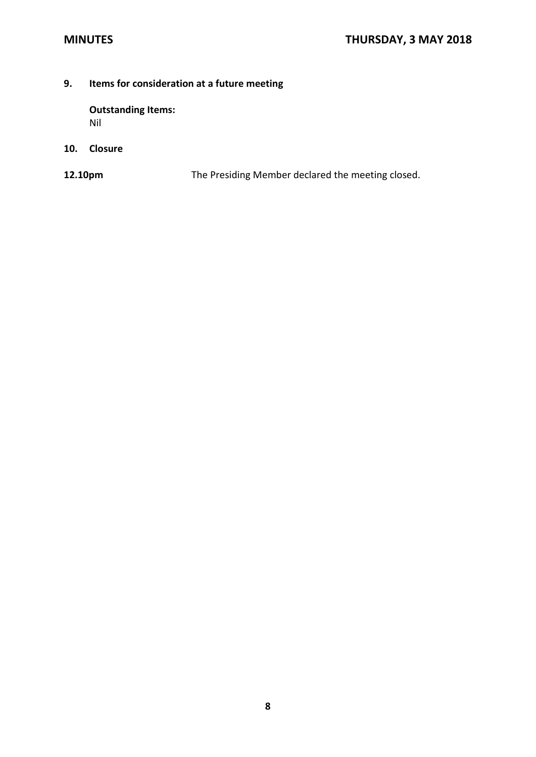## 9. Items for consideration at a future meeting

**Outstanding Items:**
Nil

## 10. Closure

**12.10pm** The Presiding Member declared the meeting closed.